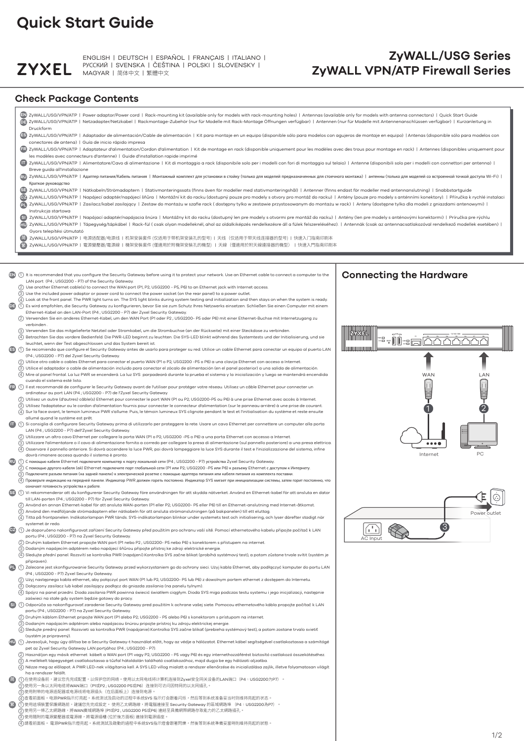# Quick Start Guide

ZYXEL

ENGLISH | DEUTSCH | ESPAÑOL | FRANÇAIS | ITALIANO | РУССКИЙ | SVENSKA | ČEŠTINA | POLSKI | SLOVENSKY | MAGYAR | 简体中文 | 繁體中文

## ZyWALL/USG Series
## ZyWALL VPN/ATP Firewall Series

## Check Package Contents

**EN** ZyWALL/USG/VPN/ATP | Power adaptor/Power cord | Rack-mounting kit (available only for models with rack-mounting holes) | Antennas (available only for models with antenna connectors) | Quick Start Guide

**DE** ZyWALL/USG/VPN/ATP | Netzadapter/Netzkabel | Rackmontage-Zubehör (nur für Modelle mit Rack-Montage Öffnungen verfügbar) | Antennen (nur für Modelle mit Antennenanschlüssen verfügbar) | Kurzanleitung in Druckform

**ES** ZyWALL/USG/VPN/ATP | Adaptador de alimentación/Cable de alimentación | Kit para montaje en un equipo (disponible sólo para modelos con agujeros de montaje en equipo) | Antenas (disponible sólo para modelos con conectores de antena) | Guía de inicio rápido impresa

**FR** ZyWALL/USG/VPN/ATP | Adaptateur d'alimentation/Cordon d'alimentation | Kit de montage en rack (disponible uniquement pour les modèles avec des trous pour montage en rack) | Antennes (disponibles uniquement pour les modèles avec connecteurs d'antenne) | Guide d'installation rapide imprimé

**IT** ZyWALL/USG/VPN/ATP | Alimentatore/Cavo di alimentazione | Kit di montaggio a rack (disponibile solo per i modelli con fori di montaggio sul telaio) | Antenne (disponibili solo per i modelli con connettori per antenna) | Breve guida all'installazione

**RU** ZyWALL/USG/VPN/ATP | Адаптер питания/Кабель питания | Монтажный комплект для установки в стойку (только для моделей предназначенных для стоечного монтажа) | антенны (только для моделей со встроенной точкой доступа Wi-Fi) | Краткое руководство

**SE** ZyWALL/USG/VPN/ATP | Nätkabeln/Strömadaptern | Stativmonteringssats (finns även för modeller med stativmonteringshål) | Antenner (finns endast för modeller med antennanslutning) | Snabbstartguide

**CZ** ZyWALL/USG/VPN/ATP | Napájecí adaptér/napájecí šňůra | Montážní kit do racku (dostupný pouze pro modely s otvory pro montáž do racku) | Antény (pouze pro modely s anténními konektory). | Příručka k rychlé instalaci

**PL** ZyWALL/USG/VPN/ATP | Zasilacz/kabel zasilający | Zestaw do montażu w szafie rack ( dostępny tylko w zestawie przystosowanym do montażu w rack) | Anteny (dostępne tylko dla modeli z gniazdami antenowymi) | Instrukcja startowa

**SI** ZyWALL/USG/VPN/ATP | Napájací adaptér/napájacia šnúra | Montážny kit do racku (dostupný len pre modely s otvormi pre montáž do racku) | Antény (len pre modely s anténovými konektormi) | Príručka pre rýchlu

**HU** ZyWALL/USG/VPN/ATP | Tápegység/tápkábel | Rack-fül ( csak olyan modelleknél, ahol az oldalkiképzés rendelkezésre áll a fülek felszereléséhez). | Antennák (csak az antennacsatlakozóval rendelkező modellek esetében) | Gyors telepítési útmutató

**简** ZyWALL/USG/VPN/ATP | 电源适配器/电源线 | 机架安装套件 (仅适用于带机架安装孔的型号) | 天线（仅适用于带天线连接器的型号）| 快速入门指南印刷本

**繁** ZyWALL/USG/VPN/ATP | 電源變壓器/電源線 | 機架安裝套件 (僅適用於附機架安裝孔的機型) | 天線（僅適用於附天線連接器的機型） | 快速入門指南印刷本

**EN**
1. It is recommended that you configure the Security Gateway before using it to protect your network. Use an Ethernet cable to connect a computer to the LAN port (P4 ; USG2200 - P7) of the Security Gateway.
2. Use another Ethernet cable(s) to connect the WAN port (P1, P2; USG2200 - P5, P6) to an Ethernet jack with Internet access.
3. Use the included power adaptor or power cord to connect the power socket (on the rear panel) to a power outlet.
4. Look at the front panel. The PWR light turns on. The SYS light blinks during system testing and initialization and then stays on when the system is ready.

**DE**
1. Es wird empfohlen, die Security Gateway zu konfigurieren, bevor Sie sie zum Schutz Ihres Netzwerks einsetzen. Schließen Sie einen Computer mit einem Ethernet-Kabel an den LAN-Port (P4 ; USG2200 - P7) der Zyxel Security Gateway.
2. Verwenden Sie ein anderes Ethernet-Kabel, um den WAN Port (P1 oder P2 ; USG2200- P5 oder P6) mit einer Ethernet-Buchse mit Internetzugang zu verbinden .
3. Verwenden Sie das mitgelieferte Netzteil oder Stromkabel, um die Strombuchse (an der Rückseite) mit einer Steckdose zu verbinden.
4. Betrachten Sie das vordere Bedienfeld. Die PWR-LED beginnt zu leuchten. Die SYS-LED blinkt während des Systemtests und der Initialisierung, und sie leuchtet, wenn der Test abgeschlossen und das System bereit ist.

**ES**
1. Se recomienda que configure el Security Gateway antes de usarlo para proteger su red. Utilice un cable Ethernet para conectar un equipo al puerto LAN (P4 ; USG2200 - P7) del Security Gateway.
2. Utilice otro cable o cables Ethernet para conectar el puerto WAN (P1 o P2; USG2200 -P5 o P6) a una clavija Ethernet con acceso a Internet.
3. Utilice el adaptador o cable de alimentación incluido para conectar el zócalo de alimentación (en el panel posterior) a una salida de alimentación.
4. Mire al panel frontal. La luz PWR se encenderá. La luz SYS parpadeará durante la prueba el sistema y la inicialización y luego se mantendrá encendida cuando el sistema esté listo.

**FR**
1. Il est recommandé de configurer le Security Gateway avant de l'utiliser pour protéger votre réseau. Utilisez un câble Ethernet pour connecter un ordinateur au port LAN (P4 ; USG2200 - P7) de l'Zyxel Security Gateway.
2. Utilisez un autre (d'autres) câble(s) Ethernet pour connecter le port WAN (P1 ou P2; USG2200-P5 ou P6) à une prise Ethernet avec accès à Internet.
3. Utilisez l'adaptateur ou le cordon d'alimentation fournis pour connecter le connecteur d'alimentation (sur le panneau arrière) à une prise de courant.
4. Sur la face avant, le temoin lumineux PWR s'allume. Puis, le témoin lumineux SYS clignote pendant le test et l'initialisation du système et reste ensuite allumé quand le système est prêt.

**IT**
1. Si consiglia di configurare Security Gateway prima di utilizzarlo per proteggere la rete. Usare un cavo Ethernet per connettere un computer alla porta LAN (P4 ; USG2200 - P7) dell'Zyxel Security Gateway.
2. Utilizzare un altro cavo Ethernet per collegare la porta WAN (P1 o P2; USG2200 -P5 o P6) a una porta Ethernet con accesso a Internet.
3. Utilizzare l'alimentatore o il cavo di alimentazione fornito a corredo per collegare la presa di alimentazione (sul pannello posteriore) a una presa elettrica.
4. Osservare il pannello anteriore. Si dovrà accendere la luce PWR, poi dovrà lampeggiare la luce SYS durante il test e l'inizializzazione del sistema, infine dovrà rimanere accesa quando il sistema è pronto.

**RU**
1. С помощью кабеля Ethernet подключите компьютер к порту локальной сети (P4 ; USG2200 - P7) устройства Zyxel Security Gateway.
2. С помощью другого кабеля (ей) Ethernet подключите порт глобальной сети (P1 или P2; USG2200 -P5 или P6) к разъему Ethernet с доступом к Интернету.
3. Подключите разъем питания (на задней панели) к электрической розетке с помощью адаптера питания или кабеля питания из комплекта поставки.
4. Проверьте индикацию на передней панели. Индикатор PWR должен гореть постоянно. Индикатор SYS мигает при инициализации системы, затем горит постоянно, что означает готовность устройства к работе.

**SE**
1. Vi rekommenderar att du konfigurerar Security Gateway före användningen för att skydda nätverket. Använd en Ethernet-kabel för att ansluta en dator till LAN-porten (P4 ; USG2200 - P7) för Zyxel Security Gateway.
2. Använd en annan Ethernet-kabel för att ansluta WAN-porten (P1 eller P2; USG2200- P5 eller P6) till en Ethernet-anslutning med Internet-åtkomst.
3. Använd den medföljande strömadaptern eller nätkabeln för att ansluta strömanslutningen (på bakpanelen) till ett eluttag.
4. Titta på frontpanelen. Indikatorlampan PWR tänds. SYS-indikatorlampan blinkar under systemets test och initialisering, och lyser därefter stadigt när systemet är redo.

**CZ**
1. Je doporučeno nakonfigurovat zařízení Security Gateway před použitím pro ochranu vaší sítě. Pomocí ethernetového kabelu připojte počítač k LAN portu (P4 ; USG2200 - P7) na Zyxel Security Gateway.
2. Druhým kabelem Ethernet propojte WAN port (P1 nebo P2 ; USG2200- P5 nebo P6) s konektorem s přístupem na internet.
3. Dodaným napájecím adptérem nebo napájecí šňůrou připojte přístroj ke zdroji elektrické energie.
4. Sledujte přední panel. Rozsvítí se kontrolka PWR (napájení).Kontrolka SYS začne blikat (probíhá systémový test), a potom zůstane trvale svítit (systém je připraven).

**PL**
1. Zalecane jest skonfigurowanie Security Gateway przed wykorzystaniem go do ochrony sieci. Użyj kabla Ethernet, aby podłączyć komputer do portu LAN (P4 ; USG2200 - P7) Zyxel Security Gateway.
2. Użyj następnego kabla ethernet, aby połączyć port WAN (P1 lub P2; USG2200- P5 lub P6) z dowolnym portem ethernet z dostępem do Internetu.
3. Dołączony zasilacz lub kabel zasilający podłącz do gniazda zasilania (na panelu tylnym).
4. Spójrz na panel przedni. Dioda zasilania PWR powinna świecić światłem ciągłym. Dioda SYS miga podczas testu systemu i jego inicjalizacji, następnie zaświeci na stałe gdy system będzie gotowy do pracy.

**SI**
1. Odporúča sa nakonfigurovať zaradenie Security Gateway pred použitím k ochrane vašej siete. Pomocou ethernetového kábla propojte počítač k LAN portu (P4 ; USG2200 - P7) na Zyxel Security Gateway.
2. Druhým káblom Ethernet pripojte WAN port (P1 alebo P2; USG2200 - P5 alebo P6) s konektorom s prístupom na internet.
3. Dodaným napájacím adptérom alebo napájacou šnúrou pripojte prístroj ku zdroju elektrickej energie.
4. Sledujte predný panel. Rozsvieti sa kontrolka PWR (napájanie).Kontrolka SYS začne blikať (prebieha systémový test), a potom zostane trvalo svietiť (systém je pripravený).

**HU**
1. Javasoljuk, hogy úgy állítsa be a Security Gateway-t használat előtt, hogy az védje a hálózatot. Ethernet kábel segítségével csatlakoztassa a számítógépet az Zyxel Security Gateway LAN portjához (P4 ; USG2200 - P7).
2. Használjon egy másik ethernet kábelt a WAN port (P1 vagy P2; USG2200 - P5 vagy P6) és egy internethozzáférést biztosító csatlakozó összekötéséhez.
3. A mellékelt tápegységet csatlakoztassa a tűzfal hátoldalán található csatlakozóhoz, majd dugja be egy hálózati aljzatba.
4. Nézze meg az előlapot. A PWR LED-nek világítania kell. A SYS LED villog mialatt a rendszer ellenőrzése és inicializálása zajlik, illetve folyamatosan világít ha a rendszer felállt.

**简**
1. 在使用设备前，建议您先完成配置，以保护您的网络。使用以太网电缆将计算机连接到Zyxel安全网关设备的LAN端口（P4；USG2200为P7）。
2. 使用另一条以太网电缆将WAN端口（P1或P2；USG2200 P5或P6）连接到可访问因特网的以太网插孔。
3. 使用附带的电源适配器或电源线将电源插头（在后面板上）连接到电源。
4. 查看前面板。电源PWR指示灯亮起。系统测试及启动的过程中系统SYS 指示灯会跟着闪烁，然后等到系统准备妥当时则维持亮起的状态。

**繁**
1. 使用這項裝置保護網路前，建議您先完成設定。使用乙太網路線，將電腦連接至 Security Gateway 的區域網路埠 （P4；USG2200為P7）。
2. 使用另一條乙太網路線，將WAN廣域網路埠 (P1或P2；USG2200 P5或P6) 連結至具備網際網路存取能力的乙太網路插孔。
3. 使用隨附的電源變壓器或電源線，將電源插槽 (位於後方面板) 連接到電源插座。
4. 請看前面板。電源PWR指示燈亮起。系統測試及啟動的過程中系統SYS指示燈會跟著閃爍，然後等到系統準備妥當時則維持亮起的狀態。

## Connecting the Hardware

WAN

LAN

1

2

Internet

PC

Power outlet

3

AC Input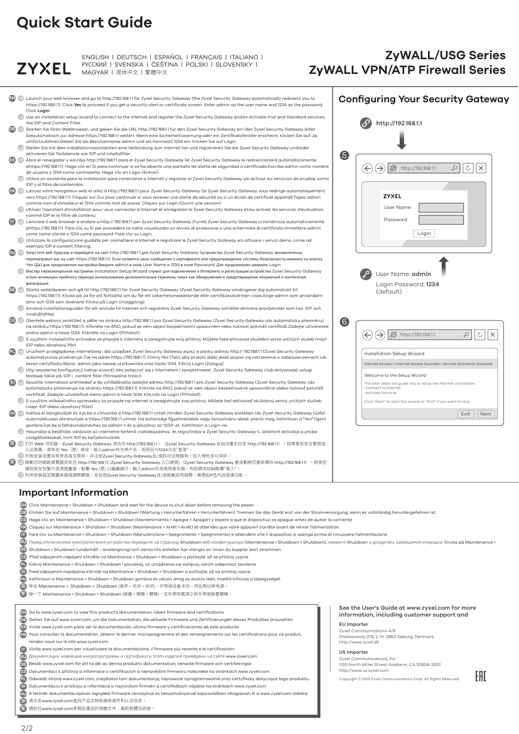# Quick Start Guide

ZYXEL

ENGLISH | DEUTSCH | ESPAÑOL | FRANÇAIS | ITALIANO | РУССКИЙ | SVENSKA | ČEŠTINA | POLSKI | SLOVENSKY | MAGYAR | 简体中文 | 繁體中文

## ZyWALL/USG Series
## ZyWALL VPN/ATP Firewall Series

EN
5. Launch your web browser and go to http://192.168.1.1 for Zyxel Security Gateway (the Zyxel Security Gateway automatically redirects you to https://192.168.1.1). Click **Yes** to proceed if you get a security alert or certificate screen. Enter admin as the user name and 1234 as the password. Click **Login**.
6. Use an installation setup wizard to connect to the Internet and register the Zyxel Security Gateway and/or activate trial and Standard services, like IDP and Content Filter.

DE
5. Starten Sie Ihren Webbrowser, und geben Sie die URL http://192.168.1.1 für den Zyxel Security Gateway ein (der Zyxel Security Gateway leitet Sieautomatisch zur Adresse https://192.168.1.1 weiter). Wenn eine Sicherheitswarnung oder ein Zertifikatsfenster erscheint, klicken Sie auf Ja, umfortzufahren.Geben Sie als Benutzername admin und als Kennwort 1234 ein. Klicken Sie auf Login.
6. Stellen Sie mit dem Installationsassistenten eine Verbindung zum Internet her und registrieren Sie die Zyxel Security Gateway und/oder aktivieren Sie Testdienste wie IDP und Inhaltsfilter.

ES
5. Abra el navegador y escriba http://192.168.1.1 para el Zyxel Security Gateway (el Zyxel Security Gateway le redireccionará automáticamente ahttps://192.168.1.1). Haga clic en Sí para continuar si se ha abierto una pantalla de alerta de seguridad o certificado.Escriba admin como nombre de usuario y 1234 como contraseña. Haga clic en Login (Entrar).
6. Utilice un asistente para la instalación para conectarse a Internet y registrar el Zyxel Security Gateway y/o activar los servicios de prueba, como IDP y el filtro de contenidos.

FR
5. Lancez votre navigateur web et allez à http://192.168.1.1 pour Zyxel Security Gateway (le Zyxel Security Gateway vous redirige automatiquement vers https://192.168.1.1). Cliquez sur Oui pour continuer si vous recevez une alerte de sécurité ou si un écran de certificat apparaît.Tapez admin comme nom d'utilisateur et 1234 comme mot de passe. Cliquez sur Login (Ouvrir une session).
6. Utilisez l'assistant d'installation pour vous connecter à Internet et enregistrez le Zyxel Security Gateway et/ou activez les services d'évaluation, comme IDP et le filtre de contenu.

IT
5. Lanciare il web browser e andare a http:// 192.168.1.1 per Zyxel Security Gateway (l'unità Zyxel Security Gateway vi reindirizza automaticamente ahttps://192.168.1.1). Fare clic su Sì per procedere se viene visualizzato un avviso di protezione o una schermata di certificato.Immettere admin come nome utente e 1234 come password. Fare clic su Login.
6. Utilizzare la configurazione guidata per connettersi a Internet e registrare le Zyxel Security Gateway e/o attivare i servizi demo, come ad esempio IDP e content filtering.

RU
5. Запустите веб-браузер и перейдите на сайт http://192.168.1.1 для Zyxel Security Gateway (устройство Zyxel Security Gateway автоматически перенаправит вас на сайт https://192.168.1.1). Если появится окно сообщения о сертификате или предупреждение системы безопасности,нажмите на кнопку Yes (Да) для продолжения настройки.Введите admin в поле User Name и 1234 в поле Password. Для продолжения нажмите Login.
6. Мастер первоначальной настройки Installation Setup Wizard служит для подключения к Интернету и регистрации устройства Zyxel Security Gateway и/или активации пробного периода использования дополнительных сервисов, таких как обнаружение и предотвращение вторжений и контентная фильтрация.

SE
5. Starta webbläsaren och gå till http://192.168.1.1 för Zyxel Security Gateway (Zyxel Security Gateway omdirigerar dig automatiskt till https://192.168.1.1). Klicka på Ja för att fortsätta om du får ett säkerhetsmeddelande eller certifikatsskärmen visas.Ange admin som användarnamn och 1234 som lösenord. Klicka på Login (inloggning).
6. Använd installationsguiden för att ansluta till Internet och registrera Zyxel Security Gateway och/eller aktivera provtjänster som t.ex. IDP och innehållsfilter.

CZ
5. Otevřete webový prohlížeč a jděte na stránku http://192.168.1.1 pro Zyxel Security Gateway (Zyxel Security Gateway vás automaticky přesměruje na stránku https://192.168.1.1). Klikněte na ANO, pokud se vám objeví bezpečnostní upozornění nebo nutnost potvrdit certifikát.Zadejte uživatelské jméno admin a heslo 1234. Klikněte na Login (Přihlásit).
6. S využitím instalačního průvodce se připojte k internetu a zaregistrujte svůj přístroj. Můžete také aktivovat zkušební verze určitých služeb (např. IDP nebo obsahový filtr).

PL
5. Uruchom przeglądarkę internetową i dla urządzeń Zyxel Security Gateway wpisz w pasku adresu http:// 192.168.1.1 (Zyxel Security Gateway automatycznie przekieruje Cię na adres https://192.168.1.1). Kliknij Yes (Tak), aby przejść dalej jeżeli pojawi się ostrzeżenie o zabezpieczeniach lub ekran certyfikatu.Wpisz admin jako nazwę użytkownika oraz hasło 1234. Kliknij Login (Zaloguj).
6. Użyj asystenta konfiguracji (setup wizard), aby połączyć się z Internetem i zarejestrować Zyxel Security Gateway i/lub aktywować usługi testowe, takie jak IDP i content filter (filtrowanie treści).

SI
5. Spustite internetový prehliadač a do vyhľadávača zadajte adresu http://192.168.1.1 pre Zyxel Security Gateway (Zyxel Security Gateway vás automaticky přesmeruje na stránku https://192.168.1.1). Kliknite na ÁNO, pokiaľ se vám objaví bezpečnostné upozornénie alebo nutnosť potvrdiť certifikát. Zadajte užívateľské meno admin a heslo 1234. Kliknite na Login (Prihlásiť).
6. S využitím inštalačného sprievodcu sa pripojte na internet a zaregistrujte svoj prístroj. Môžete tiež aktivovať skúšobnú verziu určitých služieb (napr. IDP alebo obsahový filter).

HU
5. Indítsa el böngészőjét és írja be a címsorba a http://192.168.1.1 címet minden Zyxel Security Gateway esetében (az Zyxel Security Gateway tűzfal automatikusan átirányítják a https://192.168.1.1 címre). Ha biztonsági figyelmeztetés vagy tanúsítvány ablak jelenik meg, kattintson a "Yes" (Igen) gombra.Írja be a felhasználónévhez az admin'-t és a jelszóhoz az "1234"-et. Kattintson a Login-ra.
6. Használja a beállítási varázslót az internetre történő csatlakozáshoz, és regisztrálja a Zyxel Security Gateway-t, valamint aktiválja a próba szolgáltatásokat, mint IDP és tartalomszűrés.

简
5. 打开 Web 浏览器，Zyxel Security Gateway 请访问 http://192.168.1.1，（Zyxel Security Gateway 会自动重定向至 http://192.168.1.1）。如果看到安全警报或认证屏幕，请单击 Yes（是）继续。输入admin作为用户名，而密码为1234点击"登录"。
6. 利用安装设置向导来连接互联网，并注册Zyxel Security Gateway且/或启动试用服务，如入侵检测与保护。

繁
5. 啟動您的網路瀏覽器並前往 http://192.168.1.1 (Zyxel Security Gateway 入口網頁)（Zyxel Security Gateway 會自動將您重新導向 http://192.168.1.1）。假使您遇到安全性警告或憑證畫面，點擊 Yes (是) 以繼續進行。輸入admin作為使用者名稱，而密碼為1234點擊"登入"。
6. 利用安裝設定精靈來連接網際網路，並註冊Zyxel Security Gateway且/或啟動試用服務，像是IDP及內容過濾功能。

## Configuring Your Security Gateway

http://192.168.1.1

5

http://192.168.1.1

ZYXEL
User Name
Password
Login

User Name: **admin**
Login Password: **1234**
(default)

6

http://192.168.1.1

Installation Setup Wizard
Internet Access > Internet Access Succeed > Service Activation Succeed
Welcome to the Setup Wizard
The later steps will guide you to setup the Internet connection.
-Connect to Internet
-Activate Services
Click "Next" to start the wizard; or "Exit" if you want to skip.
Exit Next

## Important Information

EN Click Maintenance > Shutdown > Shutdown and wait for the device to shut down before removing the power.

DE Klicken Sie auf Maintenance > Shutdown > Shutdown (Wartung > Herunterfahren > Herunterfahren). Trennen Sie das Gerät erst von der Stromversorgung, wenn es vollständig heruntergefahren ist.

ES Haga clic en Maintenance > Shutdown > Shutdown (Mantenimiento > Apagar > Apagar) y espere a que el dispositivo se apague antes de quitar la corriente.

FR Cliquez sur Maintenance > Shutdown > Shutdown (Maintenance > Arrêt > Arrêt) et attendez que votre appareil s'arrête avant de retirer l'alimentation.

IT Fare clic su Maintenance > Shutdown > Shutdown (Manutenzione > Spegnimento > Spegnimento) e attendere che il dispositivo si spenga prima di rimuovere l'alimentazione.

RU Перед отключением электропитания устройства перейдите на страницу Shutdown веб-конфигуратора (Maintenance > Shutdown > Shutdown), нажмите Shutdown и дождитесь завершения операции. Klicka på Maintenance >

SE Shutdown > Shutdown (underhåll – avstängning) och vänta tills enheten har stängts av innan du kopplar bort strömmen.

CZ Před odpojením napájení klikněte na Maintrance > Shutdown > Shutdown a počkejte, až se přístroj vypne.

PL Kliknij Maintenance > Shutdown > Shutdown i poczekaj, aż urządzenie się wyłączy, zanim odepniesz zasilanie.

SI Pred odpojením napájania kliknite na Maintrance > Shutdown > Shutdown a počkajte, až sa prístroj vypne.

HU Kattintson a Maintenance > Shutdown > Shutdown gombra és várjon amíg az eszköz leáll, mielőtt kihúzza a tápegységet.

简 单击 Maintenance > Shutdown > Shutdown (维护 > 关闭 > 关闭)，并等候设备关闭，然后再切断电源。

繁 按一下 Maintenance > Shutdown > Shutdown (維護 > 關機 > 關機)，並在移除電源之前先等候裝置關機。

EN Go to www.zyxel.com to view this product's documentation, latest firmware and certifications.

DE Gehen Sie auf www.zyxel.com, um die Dokumentation, die aktuelle Firmware und Zertifizierungen dieses Produktes anzusehen.

ES Visite www.zyxel.com para ver la documentación, último firmware y certificaciones de este producto.

FR Pour consulter la documentation, obtenir le dernier microprogramme et des renseignements sur les certifications pour ce produit, rendez-vous sur le site www.zyxel.com.

IT Visita www.zyxel.com per visualizzare la documentazione, il firmware più recente e le certificazioni.

RU Документация, новейшие микропрограммы и сертификаты этого изделия приведены на сайте www.zyxel.com.

SE Besök www.zyxel.com för att ta del av denna produkts dokumentation, senaste firmware och certifieringar.

CZ Dokumentaci k přístroji a informace o certifikacích a nejnovějším firmwaru naleznete na stránkách www.zyxel.com.

PL Odwiedź stronę www.zyxel.com, znajdziesz tam dokumentację, najnowsze oprogramowanie oraz certyfikaty dotyczące tego produktu.

SI Dokumentáciu k prístroju a informácie o najnovšom firmvéri a certifikátoch nájdete na stránkach www.zyxel.com.

HU A termék dokumentációjával, legújabb firmware verziójával és tanúsítványaival kapcsolatban látogasson el a www.zyxel.com oldalra.

简 请点击www.zyxel.com查找产品文档和最新固件和认证信息。

繁 請前往www.zyxel.com參閱此產品的相關文件、最新韌體及認證。

**See the User's Guide at www.zyxel.com for more information, including customer support and**

**EU Importer**
Zyxel Communications A/S
Gladsaxevej 378, 2. th. 2860 Søborg, Denmark.
http://www.zyxel.dk

**US Importer**
Zyxel Communications, Inc
1130 North Miller Street Anaheim, CA 92806-2001
http://www.us.zyxel.com

Copyright © 2019 Zyxel Communications Corp. All Rights Reserved.

EAC